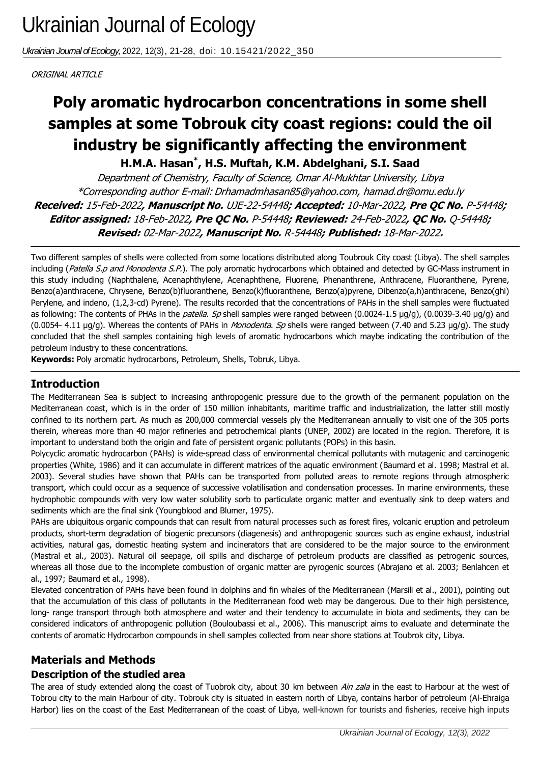# Ukrainian Journal of Ecology

*Ukrainian Journal of Ecology*, 2022, 12(3), 21-28, doi: 10.15421/2022_350

*ORIGINAL ARTICLE*

# Poly aromatic hydrocarbon concentrations in some shell samples at some Tobrouk city coast regions: could the oil industry be significantly affecting the environment

**H.M.A. Hasan*, H.S. Muftah, K.M. Abdelghani, S.I. Saad**

*Department of Chemistry, Faculty of Science, Omar Al-Mukhtar University, Libya*
*\*Corresponding author E-mail: Drhamadmhasan85@yahoo.com, hamad.dr@omu.edu.ly*

***Received:** 15-Feb-2022**, Manuscript No.** UJE-22-54448**; Accepted:** 10-Mar-2022**, Pre QC No.** P-54448**; Editor assigned:** 18-Feb-2022**, Pre QC No.** P-54448**; Reviewed:** 24-Feb-2022**, QC No.** Q-54448**; Revised:** 02-Mar-2022**, Manuscript No.** R-54448**; Published:** 18-Mar-2022**.***

Two different samples of shells were collected from some locations distributed along Toubrouk City coast (Libya). The shell samples including (*Patella S.p and Monodenta S.P.*). The poly aromatic hydrocarbons which obtained and detected by GC-Mass instrument in this study including (Naphthalene, Acenaphthylene, Acenaphthene, Fluorene, Phenanthrene, Anthracene, Fluoranthene, Pyrene, Benzo(a)anthracene, Chrysene, Benzo(b)fluoranthene, Benzo(k)fluoranthene, Benzo(a)pyrene, Dibenzo(a,h)anthracene, Benzo(ghi) Perylene, and indeno, (1,2,3-cd) Pyrene). The results recorded that the concentrations of PAHs in the shell samples were fluctuated as following: The contents of PHAs in the *patella. Sp* shell samples were ranged between (0.0024-1.5 µg/g), (0.0039-3.40 µg/g) and (0.0054- 4.11 µg/g). Whereas the contents of PAHs in *Monodenta. Sp* shells were ranged between (7.40 and 5.23 µg/g). The study concluded that the shell samples containing high levels of aromatic hydrocarbons which maybe indicating the contribution of the petroleum industry to these concentrations.

**Keywords:** Poly aromatic hydrocarbons, Petroleum, Shells, Tobruk, Libya.

## Introduction

The Mediterranean Sea is subject to increasing anthropogenic pressure due to the growth of the permanent population on the Mediterranean coast, which is in the order of 150 million inhabitants, maritime traffic and industrialization, the latter still mostly confined to its northern part. As much as 200,000 commercial vessels ply the Mediterranean annually to visit one of the 305 ports therein, whereas more than 40 major refineries and petrochemical plants (UNEP, 2002) are located in the region. Therefore, it is important to understand both the origin and fate of persistent organic pollutants (POPs) in this basin.

Polycyclic aromatic hydrocarbon (PAHs) is wide-spread class of environmental chemical pollutants with mutagenic and carcinogenic properties (White, 1986) and it can accumulate in different matrices of the aquatic environment (Baumard et al. 1998; Mastral et al. 2003). Several studies have shown that PAHs can be transported from polluted areas to remote regions through atmospheric transport, which could occur as a sequence of successive volatilisation and condensation processes. In marine environments, these hydrophobic compounds with very low water solubility sorb to particulate organic matter and eventually sink to deep waters and sediments which are the final sink (Youngblood and Blumer, 1975).

PAHs are ubiquitous organic compounds that can result from natural processes such as forest fires, volcanic eruption and petroleum products, short-term degradation of biogenic precursors (diagenesis) and anthropogenic sources such as engine exhaust, industrial activities, natural gas, domestic heating system and incinerators that are considered to be the major source to the environment (Mastral et al., 2003). Natural oil seepage, oil spills and discharge of petroleum products are classified as petrogenic sources, whereas all those due to the incomplete combustion of organic matter are pyrogenic sources (Abrajano et al. 2003; Benlahcen et al., 1997; Baumard et al., 1998).

Elevated concentration of PAHs have been found in dolphins and fin whales of the Mediterranean (Marsili et al., 2001), pointing out that the accumulation of this class of pollutants in the Mediterranean food web may be dangerous. Due to their high persistence, long- range transport through both atmosphere and water and their tendency to accumulate in biota and sediments, they can be considered indicators of anthropogenic pollution (Bouloubassi et al., 2006). This manuscript aims to evaluate and determinate the contents of aromatic Hydrocarbon compounds in shell samples collected from near shore stations at Toubrok city, Libya.

## Materials and Methods

### Description of the studied area

The area of study extended along the coast of Tuobrok city, about 30 km between *Ain zala* in the east to Harbour at the west of Tobrou city to the main Harbour of city. Tobrouk city is situated in eastern north of Libya, contains harbor of petroleum (Al-Ehraiga Harbor) lies on the coast of the East Mediterranean of the coast of Libya, well-known for tourists and fisheries, receive high inputs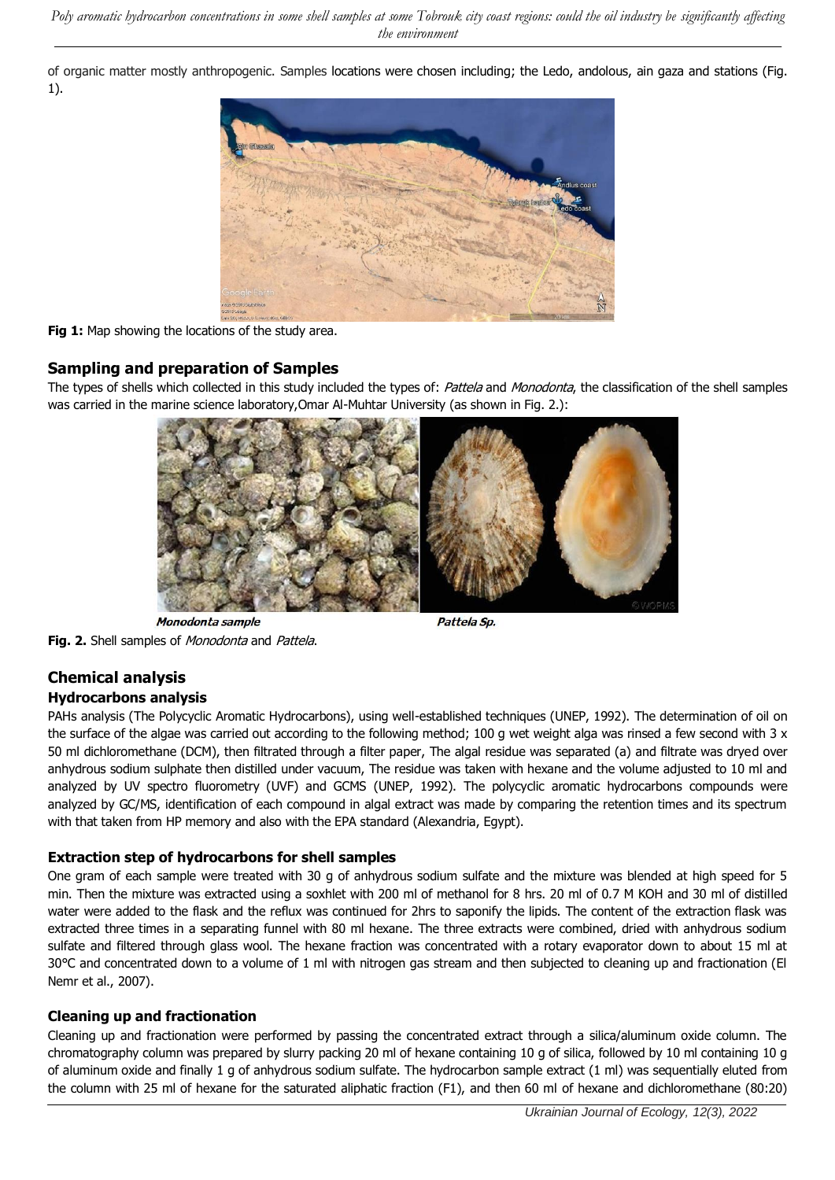of organic matter mostly anthropogenic. Samples locations were chosen including; the Ledo, andolous, ain gaza and stations (Fig. 1).

**Fig 1:** Map showing the locations of the study area.

## Sampling and preparation of Samples

The types of shells which collected in this study included the types of: *Pattela* and *Monodonta*, the classification of the shell samples was carried in the marine science laboratory,Omar Al-Muhtar University (as shown in Fig. 2.):

***Monodonta sample*** ***Pattela Sp.***

**Fig. 2.** Shell samples of *Monodonta* and *Pattela*.

## Chemical analysis

### Hydrocarbons analysis

PAHs analysis (The Polycyclic Aromatic Hydrocarbons), using well-established techniques (UNEP, 1992). The determination of oil on the surface of the algae was carried out according to the following method; 100 g wet weight alga was rinsed a few second with 3 x 50 ml dichloromethane (DCM), then filtrated through a filter paper, The algal residue was separated (a) and filtrate was dryed over anhydrous sodium sulphate then distilled under vacuum, The residue was taken with hexane and the volume adjusted to 10 ml and analyzed by UV spectro fluorometry (UVF) and GCMS (UNEP, 1992). The polycyclic aromatic hydrocarbons compounds were analyzed by GC/MS, identification of each compound in algal extract was made by comparing the retention times and its spectrum with that taken from HP memory and also with the EPA standard (Alexandria, Egypt).

### Extraction step of hydrocarbons for shell samples

One gram of each sample were treated with 30 g of anhydrous sodium sulfate and the mixture was blended at high speed for 5 min. Then the mixture was extracted using a soxhlet with 200 ml of methanol for 8 hrs. 20 ml of 0.7 M KOH and 30 ml of distilled water were added to the flask and the reflux was continued for 2hrs to saponify the lipids. The content of the extraction flask was extracted three times in a separating funnel with 80 ml hexane. The three extracts were combined, dried with anhydrous sodium sulfate and filtered through glass wool. The hexane fraction was concentrated with a rotary evaporator down to about 15 ml at 30°C and concentrated down to a volume of 1 ml with nitrogen gas stream and then subjected to cleaning up and fractionation (El Nemr et al., 2007).

### Cleaning up and fractionation

Cleaning up and fractionation were performed by passing the concentrated extract through a silica/aluminum oxide column. The chromatography column was prepared by slurry packing 20 ml of hexane containing 10 g of silica, followed by 10 ml containing 10 g of aluminum oxide and finally 1 g of anhydrous sodium sulfate. The hydrocarbon sample extract (1 ml) was sequentially eluted from the column with 25 ml of hexane for the saturated aliphatic fraction (F1), and then 60 ml of hexane and dichloromethane (80:20)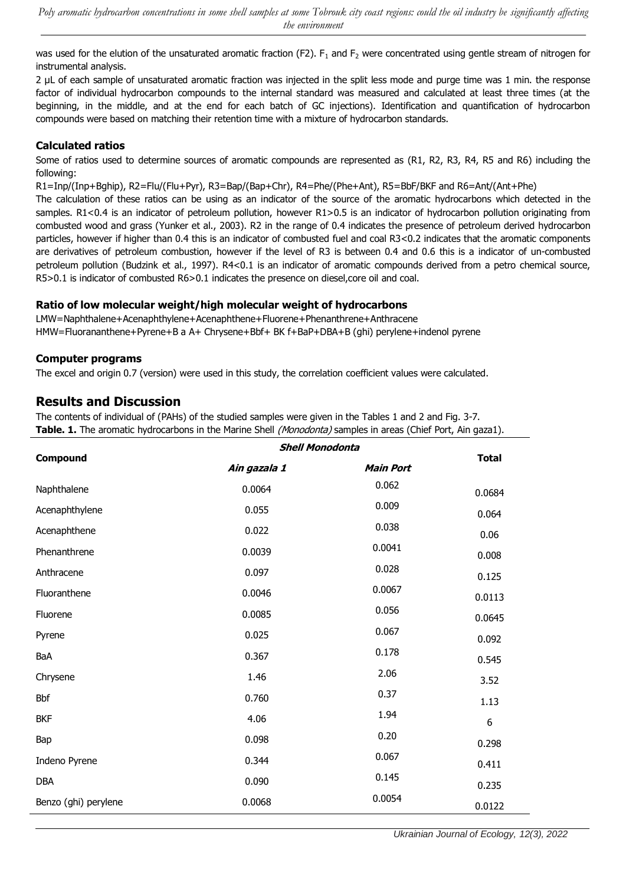was used for the elution of the unsaturated aromatic fraction (F2). $F_1$ and $F_2$ were concentrated using gentle stream of nitrogen for instrumental analysis.

2 μL of each sample of unsaturated aromatic fraction was injected in the split less mode and purge time was 1 min. the response factor of individual hydrocarbon compounds to the internal standard was measured and calculated at least three times (at the beginning, in the middle, and at the end for each batch of GC injections). Identification and quantification of hydrocarbon compounds were based on matching their retention time with a mixture of hydrocarbon standards.

### Calculated ratios

Some of ratios used to determine sources of aromatic compounds are represented as (R1, R2, R3, R4, R5 and R6) including the following:

R1=Inp/(Inp+Bghip), R2=Flu/(Flu+Pyr), R3=Bap/(Bap+Chr), R4=Phe/(Phe+Ant), R5=BbF/BKF and R6=Ant/(Ant+Phe)

The calculation of these ratios can be using as an indicator of the source of the aromatic hydrocarbons which detected in the samples. R1<0.4 is an indicator of petroleum pollution, however R1>0.5 is an indicator of hydrocarbon pollution originating from combusted wood and grass (Yunker et al., 2003). R2 in the range of 0.4 indicates the presence of petroleum derived hydrocarbon particles, however if higher than 0.4 this is an indicator of combusted fuel and coal R3<0.2 indicates that the aromatic components are derivatives of petroleum combustion, however if the level of R3 is between 0.4 and 0.6 this is a indicator of un-combusted petroleum pollution (Budzink et al., 1997). R4<0.1 is an indicator of aromatic compounds derived from a petro chemical source, R5>0.1 is indicator of combusted R6>0.1 indicates the presence on diesel,core oil and coal.

### Ratio of low molecular weight/high molecular weight of hydrocarbons

LMW=Naphthalene+Acenaphthylene+Acenaphthene+Fluorene+Phenanthrene+Anthracene
HMW=Fluorananthene+Pyrene+B a A+ Chrysene+Bbf+ BK f+BaP+DBA+B (ghi) perylene+indenol pyrene

### Computer programs

The excel and origin 0.7 (version) were used in this study, the correlation coefficient values were calculated.

## Results and Discussion

The contents of individual of (PAHs) of the studied samples were given in the Tables 1 and 2 and Fig. 3-7.

**Table. 1.** The aromatic hydrocarbons in the Marine Shell *(Monodonta)* samples in areas (Chief Port, Ain gaza1).

| Compound | ***Shell Monodonta*** | | Total |
|---|---|---|---|
| | ***Ain gazala 1*** | ***Main Port*** | |
| Naphthalene | 0.0064 | 0.062 | 0.0684 |
| Acenaphthylene | 0.055 | 0.009 | 0.064 |
| Acenaphthene | 0.022 | 0.038 | 0.06 |
| Phenanthrene | 0.0039 | 0.0041 | 0.008 |
| Anthracene | 0.097 | 0.028 | 0.125 |
| Fluoranthene | 0.0046 | 0.0067 | 0.0113 |
| Fluorene | 0.0085 | 0.056 | 0.0645 |
| Pyrene | 0.025 | 0.067 | 0.092 |
| BaA | 0.367 | 0.178 | 0.545 |
| Chrysene | 1.46 | 2.06 | 3.52 |
| Bbf | 0.760 | 0.37 | 1.13 |
| BKF | 4.06 | 1.94 | 6 |
| Bap | 0.098 | 0.20 | 0.298 |
| Indeno Pyrene | 0.344 | 0.067 | 0.411 |
| DBA | 0.090 | 0.145 | 0.235 |
| Benzo (ghi) perylene | 0.0068 | 0.0054 | 0.0122 |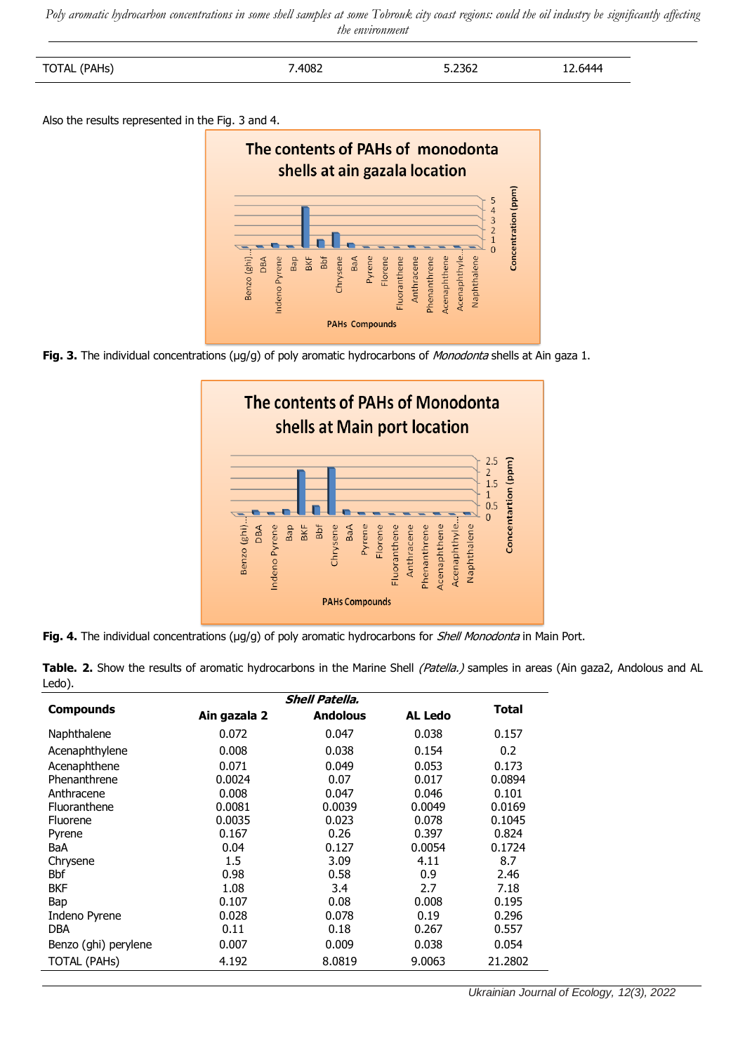| TOTAL (PAHs) | 7.4082 | 5.2362 | 12.6444 |
|---|---|---|---|

Also the results represented in the Fig. 3 and 4.

**Fig. 3.** The individual concentrations (µg/g) of poly aromatic hydrocarbons of *Monodonta* shells at Ain gaza 1.

**Fig. 4.** The individual concentrations (µg/g) of poly aromatic hydrocarbons for *Shell Monodonta* in Main Port.

**Table. 2.** Show the results of aromatic hydrocarbons in the Marine Shell *(Patella.)* samples in areas (Ain gaza2, Andolous and AL Ledo).

| Compounds | *Shell Patella.* | | | Total |
|---|---|---|---|---|
| | **Ain gazala 2** | **Andolous** | **AL Ledo** | |
| Naphthalene | 0.072 | 0.047 | 0.038 | 0.157 |
| Acenaphthylene | 0.008 | 0.038 | 0.154 | 0.2 |
| Acenaphthene | 0.071 | 0.049 | 0.053 | 0.173 |
| Phenanthrene | 0.0024 | 0.07 | 0.017 | 0.0894 |
| Anthracene | 0.008 | 0.047 | 0.046 | 0.101 |
| Fluoranthene | 0.0081 | 0.0039 | 0.0049 | 0.0169 |
| Fluorene | 0.0035 | 0.023 | 0.078 | 0.1045 |
| Pyrene | 0.167 | 0.26 | 0.397 | 0.824 |
| BaA | 0.04 | 0.127 | 0.0054 | 0.1724 |
| Chrysene | 1.5 | 3.09 | 4.11 | 8.7 |
| Bbf | 0.98 | 0.58 | 0.9 | 2.46 |
| BKF | 1.08 | 3.4 | 2.7 | 7.18 |
| Bap | 0.107 | 0.08 | 0.008 | 0.195 |
| Indeno Pyrene | 0.028 | 0.078 | 0.19 | 0.296 |
| DBA | 0.11 | 0.18 | 0.267 | 0.557 |
| Benzo (ghi) perylene | 0.007 | 0.009 | 0.038 | 0.054 |
| TOTAL (PAHs) | 4.192 | 8.0819 | 9.0063 | 21.2802 |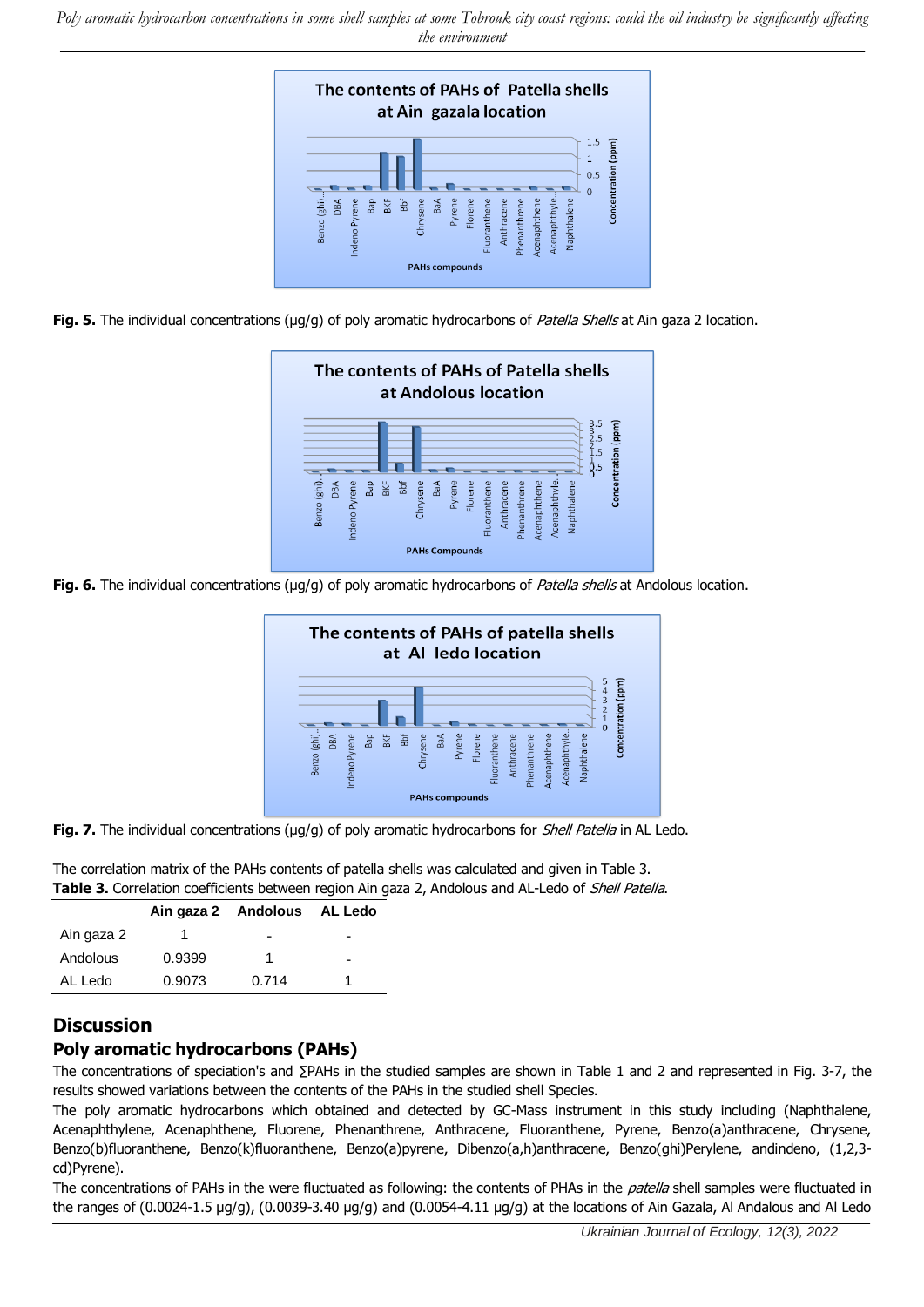**Fig. 5.** The individual concentrations (μg/g) of poly aromatic hydrocarbons of *Patella Shells* at Ain gaza 2 location.

**Fig. 6.** The individual concentrations (μg/g) of poly aromatic hydrocarbons of *Patella shells* at Andolous location.

**Fig. 7.** The individual concentrations (μg/g) of poly aromatic hydrocarbons for *Shell Patella* in AL Ledo.

The correlation matrix of the PAHs contents of patella shells was calculated and given in Table 3.

**Table 3.** Correlation coefficients between region Ain gaza 2, Andolous and AL-Ledo of *Shell Patella*.

| | Ain gaza 2 | Andolous | AL Ledo |
|---|---|---|---|
| Ain gaza 2 | 1 | - | - |
| Andolous | 0.9399 | 1 | - |
| AL Ledo | 0.9073 | 0.714 | 1 |

## Discussion

### Poly aromatic hydrocarbons (PAHs)

The concentrations of speciation's and ∑PAHs in the studied samples are shown in Table 1 and 2 and represented in Fig. 3-7, the results showed variations between the contents of the PAHs in the studied shell Species.

The poly aromatic hydrocarbons which obtained and detected by GC-Mass instrument in this study including (Naphthalene, Acenaphthylene, Acenaphthene, Fluorene, Phenanthrene, Anthracene, Fluoranthene, Pyrene, Benzo(a)anthracene, Chrysene, Benzo(b)fluoranthene, Benzo(k)fluoranthene, Benzo(a)pyrene, Dibenzo(a,h)anthracene, Benzo(ghi)Perylene, andindeno, (1,2,3-cd)Pyrene).

The concentrations of PAHs in the were fluctuated as following: the contents of PHAs in the *patella* shell samples were fluctuated in the ranges of (0.0024-1.5 μg/g), (0.0039-3.40 μg/g) and (0.0054-4.11 μg/g) at the locations of Ain Gazala, Al Andalous and Al Ledo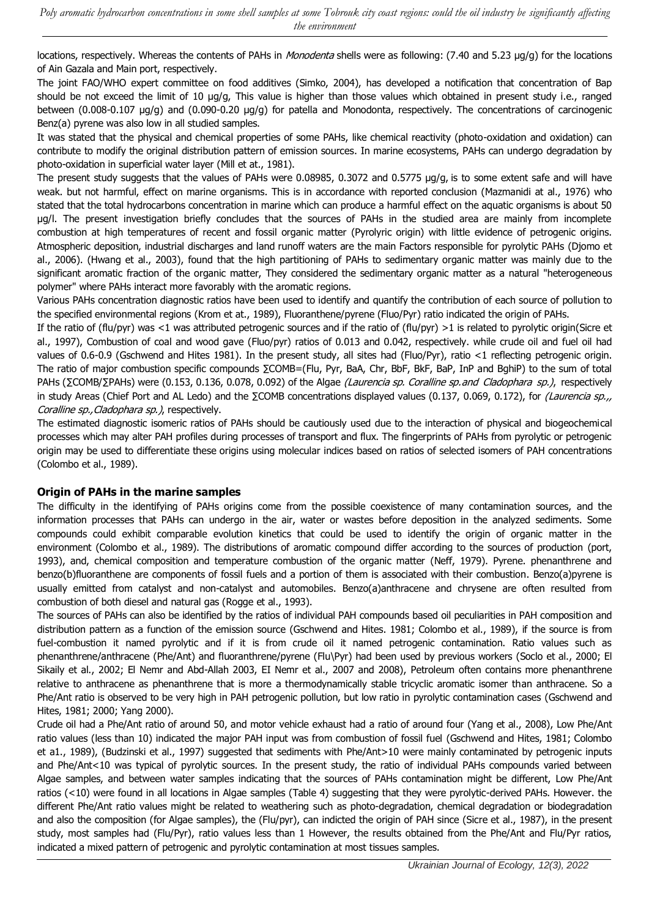locations, respectively. Whereas the contents of PAHs in *Monodenta* shells were as following: (7.40 and 5.23 µg/g) for the locations of Ain Gazala and Main port, respectively.

The joint FAO/WHO expert committee on food additives (Simko, 2004), has developed a notification that concentration of Bap should be not exceed the limit of 10 µg/g, This value is higher than those values which obtained in present study i.e., ranged between (0.008-0.107 µg/g) and (0.090-0.20 µg/g) for patella and Monodonta, respectively. The concentrations of carcinogenic Benz(a) pyrene was also low in all studied samples.

It was stated that the physical and chemical properties of some PAHs, like chemical reactivity (photo-oxidation and oxidation) can contribute to modify the original distribution pattern of emission sources. In marine ecosystems, PAHs can undergo degradation by photo-oxidation in superficial water layer (Mill et at., 1981).

The present study suggests that the values of PAHs were 0.08985, 0.3072 and 0.5775 µg/g, is to some extent safe and will have weak. but not harmful, effect on marine organisms. This is in accordance with reported conclusion (Mazmanidi at al., 1976) who stated that the total hydrocarbons concentration in marine which can produce a harmful effect on the aquatic organisms is about 50 µg/l. The present investigation briefly concludes that the sources of PAHs in the studied area are mainly from incomplete combustion at high temperatures of recent and fossil organic matter (Pyrolyric origin) with little evidence of petrogenic origins. Atmospheric deposition, industrial discharges and land runoff waters are the main Factors responsible for pyrolytic PAHs (Djomo et al., 2006). (Hwang et al., 2003), found that the high partitioning of PAHs to sedimentary organic matter was mainly due to the significant aromatic fraction of the organic matter, They considered the sedimentary organic matter as a natural "heterogeneous polymer" where PAHs interact more favorably with the aromatic regions.

Various PAHs concentration diagnostic ratios have been used to identify and quantify the contribution of each source of pollution to the specified environmental regions (Krom et at., 1989), Fluoranthene/pyrene (Fluo/Pyr) ratio indicated the origin of PAHs.

If the ratio of (flu/pyr) was <1 was attributed petrogenic sources and if the ratio of (flu/pyr) >1 is related to pyrolytic origin(Sicre et al., 1997), Combustion of coal and wood gave (Fluo/pyr) ratios of 0.013 and 0.042, respectively. while crude oil and fuel oil had values of 0.6-0.9 (Gschwend and Hites 1981). In the present study, all sites had (Fluo/Pyr), ratio <1 reflecting petrogenic origin. The ratio of major combustion specific compounds ∑COMB=(Flu, Pyr, BaA, Chr, BbF, BkF, BaP, InP and BghiP) to the sum of total PAHs (∑COMB/∑PAHs) were (0.153, 0.136, 0.078, 0.092) of the Algae *(Laurencia sp. Coralline sp.and Cladophara sp.)*, respectively in study Areas (Chief Port and AL Ledo) and the ∑COMB concentrations displayed values (0.137, 0.069, 0.172), for *(Laurencia sp.,, Coralline sp.,Cladophara sp.)*, respectively.

The estimated diagnostic isomeric ratios of PAHs should be cautiously used due to the interaction of physical and biogeochemical processes which may alter PAH profiles during processes of transport and flux. The fingerprints of PAHs from pyrolytic or petrogenic origin may be used to differentiate these origins using molecular indices based on ratios of selected isomers of PAH concentrations (Colombo et al., 1989).

## Origin of PAHs in the marine samples

The difficulty in the identifying of PAHs origins come from the possible coexistence of many contamination sources, and the information processes that PAHs can undergo in the air, water or wastes before deposition in the analyzed sediments. Some compounds could exhibit comparable evolution kinetics that could be used to identify the origin of organic matter in the environment (Colombo et al., 1989). The distributions of aromatic compound differ according to the sources of production (port, 1993), and, chemical composition and temperature combustion of the organic matter (Neff, 1979). Pyrene. phenanthrene and benzo(b)fluoranthene are components of fossil fuels and a portion of them is associated with their combustion. Benzo(a)pyrene is usually emitted from catalyst and non-catalyst and automobiles. Benzo(a)anthracene and chrysene are often resulted from combustion of both diesel and natural gas (Rogge et al., 1993).

The sources of PAHs can also be identified by the ratios of individual PAH compounds based oil peculiarities in PAH composition and distribution pattern as a function of the emission source (Gschwend and Hites. 1981; Colombo et al., 1989), if the source is from fuel-combustion it named pyrolytic and if it is from crude oil it named petrogenic contamination. Ratio values such as phenanthrene/anthracene (Phe/Ant) and fluoranthrene/pyrene (Flu\Pyr) had been used by previous workers (Soclo et al., 2000; El Sikaily et al., 2002; El Nemr and Abd-Allah 2003, EI Nemr et al., 2007 and 2008), Petroleum often contains more phenanthrene relative to anthracene as phenanthrene that is more a thermodynamically stable tricyclic aromatic isomer than anthracene. So a Phe/Ant ratio is observed to be very high in PAH petrogenic pollution, but low ratio in pyrolytic contamination cases (Gschwend and Hites, 1981; 2000; Yang 2000).

Crude oil had a Phe/Ant ratio of around 50, and motor vehicle exhaust had a ratio of around four (Yang et al., 2008), Low Phe/Ant ratio values (less than 10) indicated the major PAH input was from combustion of fossil fuel (Gschwend and Hites, 1981; Colombo et a1., 1989), (Budzinski et al., 1997) suggested that sediments with Phe/Ant>10 were mainly contaminated by petrogenic inputs and Phe/Ant<10 was typical of pyrolytic sources. In the present study, the ratio of individual PAHs compounds varied between Algae samples, and between water samples indicating that the sources of PAHs contamination might be different, Low Phe/Ant ratios (<10) were found in all locations in Algae samples (Table 4) suggesting that they were pyrolytic-derived PAHs. However. the different Phe/Ant ratio values might be related to weathering such as photo-degradation, chemical degradation or biodegradation and also the composition (for Algae samples), the (Flu/pyr), can indicted the origin of PAH since (Sicre et al., 1987), in the present study, most samples had (Flu/Pyr), ratio values less than 1 However, the results obtained from the Phe/Ant and Flu/Pyr ratios, indicated a mixed pattern of petrogenic and pyrolytic contamination at most tissues samples.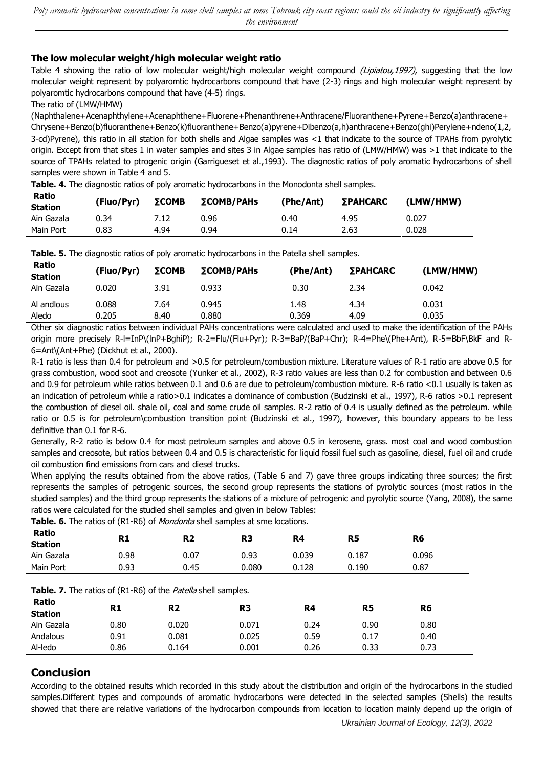### The low molecular weight/high molecular weight ratio

Table 4 showing the ratio of low molecular weight/high molecular weight compound *(Lipiatou,1997),* suggesting that the low molecular weight represent by polyaromtic hydrocarbons compound that have (2-3) rings and high molecular weight represent by polyaromtic hydrocarbons compound that have (4-5) rings.

The ratio of (LMW/HMW)

(Naphthalene+Acenaphthylene+Acenaphthene+Fluorene+Phenanthrene+Anthracene/Fluoranthene+Pyrene+Benzo(a)anthracene+ Chrysene+Benzo(b)fluoranthene+Benzo(k)fluoranthene+Benzo(a)pyrene+Dibenzo(a,h)anthracene+Benzo(ghi)Perylene+ndeno(1,2, 3-cd)Pyrene), this ratio in all station for both shells and Algae samples was <1 that indicate to the source of TPAHs from pyrolytic origin. Except from that sites 1 in water samples and sites 3 in Algae samples has ratio of (LMW/HMW) was >1 that indicate to the source of TPAHs related to ptrogenic origin (Garrigueset et al.,1993). The diagnostic ratios of poly aromatic hydrocarbons of shell samples were shown in Table 4 and 5.

**Table. 4.** The diagnostic ratios of poly aromatic hydrocarbons in the Monodonta shell samples.

| Ratio / Station | (Fluo/Pyr) | ΣCOMB | ΣCOMB/PAHs | (Phe/Ant) | ΣPAHCARC | (LMW/HMW) |
|---|---|---|---|---|---|---|
| Ain Gazala | 0.34 | 7.12 | 0.96 | 0.40 | 4.95 | 0.027 |
| Main Port | 0.83 | 4.94 | 0.94 | 0.14 | 2.63 | 0.028 |

**Table. 5.** The diagnostic ratios of poly aromatic hydrocarbons in the Patella shell samples.

| Ratio / Station | (Fluo/Pyr) | ΣCOMB | ΣCOMB/PAHs | (Phe/Ant) | ΣPAHCARC | (LMW/HMW) |
|---|---|---|---|---|---|---|
| Ain Gazala | 0.020 | 3.91 | 0.933 | 0.30 | 2.34 | 0.042 |
| Al andlous | 0.088 | 7.64 | 0.945 | 1.48 | 4.34 | 0.031 |
| Aledo | 0.205 | 8.40 | 0.880 | 0.369 | 4.09 | 0.035 |

Other six diagnostic ratios between individual PAHs concentrations were calculated and used to make the identification of the PAHs origin more precisely R-l=InP\(InP+BghiP); R-2=Flu/(Flu+Pyr); R-3=BaP/(BaP+Chr); R-4=Phe\(Phe+Ant), R-5=BbF\BkF and R-6=Ant\(Ant+Phe) (Dickhut et al., 2000).

R-1 ratio is less than 0.4 for petroleum and >0.5 for petroleum/combustion mixture. Literature values of R-1 ratio are above 0.5 for grass combustion, wood soot and creosote (Yunker et al., 2002), R-3 ratio values are less than 0.2 for combustion and between 0.6 and 0.9 for petroleum while ratios between 0.1 and 0.6 are due to petroleum/combustion mixture. R-6 ratio <0.1 usually is taken as an indication of petroleum while a ratio>0.1 indicates a dominance of combustion (Budzinski et al., 1997), R-6 ratios >0.1 represent the combustion of diesel oil. shale oil, coal and some crude oil samples. R-2 ratio of 0.4 is usually defined as the petroleum. while ratio or 0.5 is for petroleum\combustion transition point (Budzinski et al., 1997), however, this boundary appears to be less definitive than 0.1 for R-6.

Generally, R-2 ratio is below 0.4 for most petroleum samples and above 0.5 in kerosene, grass. most coal and wood combustion samples and creosote, but ratios between 0.4 and 0.5 is characteristic for liquid fossil fuel such as gasoline, diesel, fuel oil and crude oil combustion find emissions from cars and diesel trucks.

When applying the results obtained from the above ratios, (Table 6 and 7) gave three groups indicating three sources; the first represents the samples of petrogenic sources, the second group represents the stations of pyrolytic sources (most ratios in the studied samples) and the third group represents the stations of a mixture of petrogenic and pyrolytic source (Yang, 2008), the same ratios were calculated for the studied shell samples and given in below Tables:

**Table. 6.** The ratios of (R1-R6) of *Mondonta* shell samples at sme locations.

| Ratio / Station | R1 | R2 | R3 | R4 | R5 | R6 |
|---|---|---|---|---|---|---|
| Ain Gazala | 0.98 | 0.07 | 0.93 | 0.039 | 0.187 | 0.096 |
| Main Port | 0.93 | 0.45 | 0.080 | 0.128 | 0.190 | 0.87 |

**Table. 7.** The ratios of (R1-R6) of the *Patella* shell samples.

| Ratio / Station | R1 | R2 | R3 | R4 | R5 | R6 |
|---|---|---|---|---|---|---|
| Ain Gazala | 0.80 | 0.020 | 0.071 | 0.24 | 0.90 | 0.80 |
| Andalous | 0.91 | 0.081 | 0.025 | 0.59 | 0.17 | 0.40 |
| Al-ledo | 0.86 | 0.164 | 0.001 | 0.26 | 0.33 | 0.73 |

## Conclusion

According to the obtained results which recorded in this study about the distribution and origin of the hydrocarbons in the studied samples.Different types and compounds of aromatic hydrocarbons were detected in the selected samples (Shells) the results showed that there are relative variations of the hydrocarbon compounds from location to location mainly depend up the origin of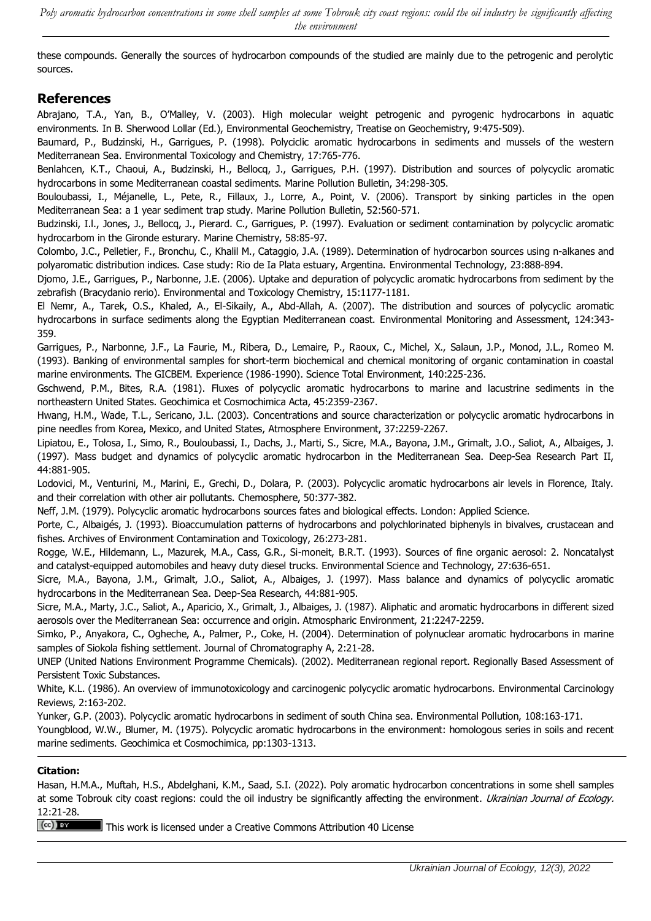these compounds. Generally the sources of hydrocarbon compounds of the studied are mainly due to the petrogenic and perolytic sources.

## References

Abrajano, T.A., Yan, B., O'Malley, V. (2003). High molecular weight petrogenic and pyrogenic hydrocarbons in aquatic environments. In B. Sherwood Lollar (Ed.), Environmental Geochemistry, Treatise on Geochemistry, 9:475-509).

Baumard, P., Budzinski, H., Garrigues, P. (1998). Polyciclic aromatic hydrocarbons in sediments and mussels of the western Mediterranean Sea. Environmental Toxicology and Chemistry, 17:765-776.

Benlahcen, K.T., Chaoui, A., Budzinski, H., Bellocq, J., Garrigues, P.H. (1997). Distribution and sources of polycyclic aromatic hydrocarbons in some Mediterranean coastal sediments. Marine Pollution Bulletin, 34:298-305.

Bouloubassi, I., Méjanelle, L., Pete, R., Fillaux, J., Lorre, A., Point, V. (2006). Transport by sinking particles in the open Mediterranean Sea: a 1 year sediment trap study. Marine Pollution Bulletin, 52:560-571.

Budzinski, I.l., Jones, J., Bellocq, J., Pierard. C., Garrigues, P. (1997). Evaluation or sediment contamination by polycyclic aromatic hydrocarbom in the Gironde esturary. Marine Chemistry, 58:85-97.

Colombo, J.C., Pelletier, F., Bronchu, C., Khalil M., Cataggio, J.A. (1989). Determination of hydrocarbon sources using n-alkanes and polyaromatic distribution indices. Case study: Rio de Ia Plata estuary, Argentina. Environmental Technology, 23:888-894.

Djomo, J.E., Garrigues, P., Narbonne, J.E. (2006). Uptake and depuration of polycyclic aromatic hydrocarbons from sediment by the zebrafish (Bracydanio rerio). Environmental and Toxicology Chemistry, 15:1177-1181.

El Nemr, A., Tarek, O.S., Khaled, A., El-Sikaily, A., Abd-Allah, A. (2007). The distribution and sources of polycyclic aromatic hydrocarbons in surface sediments along the Egyptian Mediterranean coast. Environmental Monitoring and Assessment, 124:343-359.

Garrigues, P., Narbonne, J.F., La Faurie, M., Ribera, D., Lemaire, P., Raoux, C., Michel, X., Salaun, J.P., Monod, J.L., Romeo M. (1993). Banking of environmental samples for short-term biochemical and chemical monitoring of organic contamination in coastal marine environments. The GICBEM. Experience (1986-1990). Science Total Environment, 140:225-236.

Gschwend, P.M., Bites, R.A. (1981). Fluxes of polycyclic aromatic hydrocarbons to marine and lacustrine sediments in the northeastern United States. Geochimica et Cosmochimica Acta, 45:2359-2367.

Hwang, H.M., Wade, T.L., Sericano, J.L. (2003). Concentrations and source characterization or polycyclic aromatic hydrocarbons in pine needles from Korea, Mexico, and United States, Atmosphere Environment, 37:2259-2267.

Lipiatou, E., Tolosa, I., Simo, R., Bouloubassi, I., Dachs, J., Marti, S., Sicre, M.A., Bayona, J.M., Grimalt, J.O., Saliot, A., Albaiges, J. (1997). Mass budget and dynamics of polycyclic aromatic hydrocarbon in the Mediterranean Sea. Deep-Sea Research Part II, 44:881-905.

Lodovici, M., Venturini, M., Marini, E., Grechi, D., Dolara, P. (2003). Polycyclic aromatic hydrocarbons air levels in Florence, Italy. and their correlation with other air pollutants. Chemosphere, 50:377-382.

Neff, J.M. (1979). Polycyclic aromatic hydrocarbons sources fates and biological effects. London: Applied Science.

Porte, C., Albaigés, J. (1993). Bioaccumulation patterns of hydrocarbons and polychlorinated biphenyls in bivalves, crustacean and fishes. Archives of Environment Contamination and Toxicology, 26:273-281.

Rogge, W.E., Hildemann, L., Mazurek, M.A., Cass, G.R., Si-moneit, B.R.T. (1993). Sources of fine organic aerosol: 2. Noncatalyst and catalyst-equipped automobiles and heavy duty diesel trucks. Environmental Science and Technology, 27:636-651.

Sicre, M.A., Bayona, J.M., Grimalt, J.O., Saliot, A., Albaiges, J. (1997). Mass balance and dynamics of polycyclic aromatic hydrocarbons in the Mediterranean Sea. Deep-Sea Research, 44:881-905.

Sicre, M.A., Marty, J.C., Saliot, A., Aparicio, X., Grimalt, J., Albaiges, J. (1987). Aliphatic and aromatic hydrocarbons in different sized aerosols over the Mediterranean Sea: occurrence and origin. Atmospharic Environment, 21:2247-2259.

Simko, P., Anyakora, C., Ogheche, A., Palmer, P., Coke, H. (2004). Determination of polynuclear aromatic hydrocarbons in marine samples of Siokola fishing settlement. Journal of Chromatography A, 2:21-28.

UNEP (United Nations Environment Programme Chemicals). (2002). Mediterranean regional report. Regionally Based Assessment of Persistent Toxic Substances.

White, K.L. (1986). An overview of immunotoxicology and carcinogenic polycyclic aromatic hydrocarbons. Environmental Carcinology Reviews, 2:163-202.

Yunker, G.P. (2003). Polycyclic aromatic hydrocarbons in sediment of south China sea. Environmental Pollution, 108:163-171.

Youngblood, W.W., Blumer, M. (1975). Polycyclic aromatic hydrocarbons in the environment: homologous series in soils and recent marine sediments. Geochimica et Cosmochimica, pp:1303-1313.

**Citation:**

Hasan, H.M.A., Muftah, H.S., Abdelghani, K.M., Saad, S.I. (2022). Poly aromatic hydrocarbon concentrations in some shell samples at some Tobrouk city coast regions: could the oil industry be significantly affecting the environment. *Ukrainian Journal of Ecology.* 12:21-28.

This work is licensed under a Creative Commons Attribution 40 License